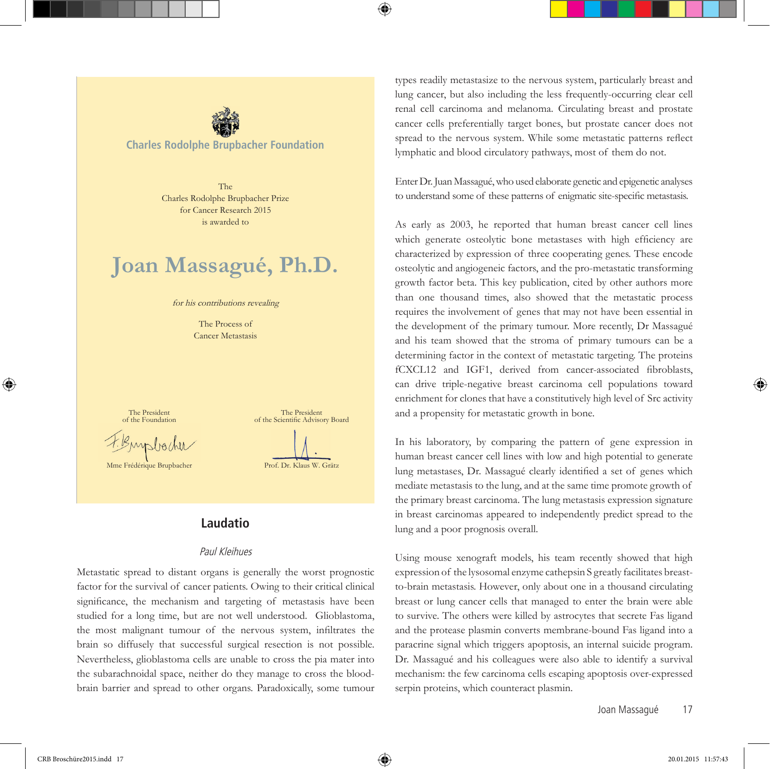Charles Rodolphe Brupbacher Foundation

The
Charles Rodolphe Brupbacher Prize
for Cancer Research 2015
is awarded to

# Joan Massagué, Ph.D.

*for his contributions revealing*

The Process of
Cancer Metastasis

The President
of the Foundation

Mme Frédérique Brupbacher

The President
of the Scientific Advisory Board

Prof. Dr. Klaus W. Grätz

## Laudatio

*Paul Kleihues*

Metastatic spread to distant organs is generally the worst prognostic factor for the survival of cancer patients. Owing to their critical clinical significance, the mechanism and targeting of metastasis have been studied for a long time, but are not well understood. Glioblastoma, the most malignant tumour of the nervous system, infiltrates the brain so diffusely that successful surgical resection is not possible. Nevertheless, glioblastoma cells are unable to cross the pia mater into the subarachnoidal space, neither do they manage to cross the blood-brain barrier and spread to other organs. Paradoxically, some tumour types readily metastasize to the nervous system, particularly breast and lung cancer, but also including the less frequently-occurring clear cell renal cell carcinoma and melanoma. Circulating breast and prostate cancer cells preferentially target bones, but prostate cancer does not spread to the nervous system. While some metastatic patterns reflect lymphatic and blood circulatory pathways, most of them do not.

Enter Dr. Juan Massagué, who used elaborate genetic and epigenetic analyses to understand some of these patterns of enigmatic site-specific metastasis.

As early as 2003, he reported that human breast cancer cell lines which generate osteolytic bone metastases with high efficiency are characterized by expression of three cooperating genes. These encode osteolytic and angiogeneic factors, and the pro-metastatic transforming growth factor beta. This key publication, cited by other authors more than one thousand times, also showed that the metastatic process requires the involvement of genes that may not have been essential in the development of the primary tumour. More recently, Dr Massagué and his team showed that the stroma of primary tumours can be a determining factor in the context of metastatic targeting. The proteins fCXCL12 and IGF1, derived from cancer-associated fibroblasts, can drive triple-negative breast carcinoma cell populations toward enrichment for clones that have a constitutively high level of Src activity and a propensity for metastatic growth in bone.

In his laboratory, by comparing the pattern of gene expression in human breast cancer cell lines with low and high potential to generate lung metastases, Dr. Massagué clearly identified a set of genes which mediate metastasis to the lung, and at the same time promote growth of the primary breast carcinoma. The lung metastasis expression signature in breast carcinomas appeared to independently predict spread to the lung and a poor prognosis overall.

Using mouse xenograft models, his team recently showed that high expression of the lysosomal enzyme cathepsin S greatly facilitates breast-to-brain metastasis. However, only about one in a thousand circulating breast or lung cancer cells that managed to enter the brain were able to survive. The others were killed by astrocytes that secrete Fas ligand and the protease plasmin converts membrane-bound Fas ligand into a paracrine signal which triggers apoptosis, an internal suicide program. Dr. Massagué and his colleagues were also able to identify a survival mechanism: the few carcinoma cells escaping apoptosis over-expressed serpin proteins, which counteract plasmin.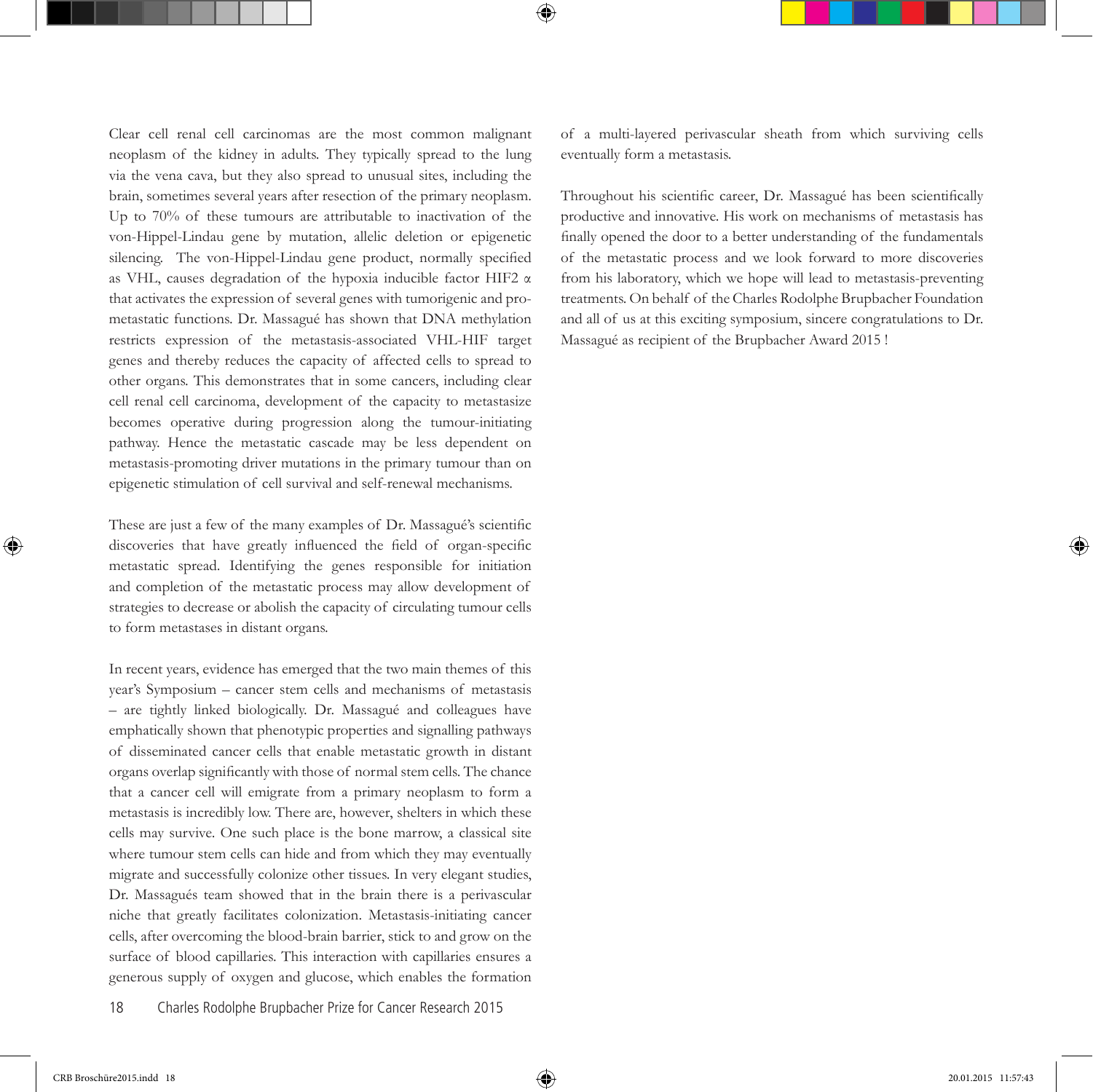Clear cell renal cell carcinomas are the most common malignant neoplasm of the kidney in adults. They typically spread to the lung via the vena cava, but they also spread to unusual sites, including the brain, sometimes several years after resection of the primary neoplasm. Up to 70% of these tumours are attributable to inactivation of the von-Hippel-Lindau gene by mutation, allelic deletion or epigenetic silencing. The von-Hippel-Lindau gene product, normally specified as VHL, causes degradation of the hypoxia inducible factor HIF2 α that activates the expression of several genes with tumorigenic and pro-metastatic functions. Dr. Massagué has shown that DNA methylation restricts expression of the metastasis-associated VHL-HIF target genes and thereby reduces the capacity of affected cells to spread to other organs. This demonstrates that in some cancers, including clear cell renal cell carcinoma, development of the capacity to metastasize becomes operative during progression along the tumour-initiating pathway. Hence the metastatic cascade may be less dependent on metastasis-promoting driver mutations in the primary tumour than on epigenetic stimulation of cell survival and self-renewal mechanisms.

These are just a few of the many examples of Dr. Massagué's scientific discoveries that have greatly influenced the field of organ-specific metastatic spread. Identifying the genes responsible for initiation and completion of the metastatic process may allow development of strategies to decrease or abolish the capacity of circulating tumour cells to form metastases in distant organs.

In recent years, evidence has emerged that the two main themes of this year's Symposium – cancer stem cells and mechanisms of metastasis – are tightly linked biologically. Dr. Massagué and colleagues have emphatically shown that phenotypic properties and signalling pathways of disseminated cancer cells that enable metastatic growth in distant organs overlap significantly with those of normal stem cells. The chance that a cancer cell will emigrate from a primary neoplasm to form a metastasis is incredibly low. There are, however, shelters in which these cells may survive. One such place is the bone marrow, a classical site where tumour stem cells can hide and from which they may eventually migrate and successfully colonize other tissues. In very elegant studies, Dr. Massagués team showed that in the brain there is a perivascular niche that greatly facilitates colonization. Metastasis-initiating cancer cells, after overcoming the blood-brain barrier, stick to and grow on the surface of blood capillaries. This interaction with capillaries ensures a generous supply of oxygen and glucose, which enables the formation of a multi-layered perivascular sheath from which surviving cells eventually form a metastasis.

Throughout his scientific career, Dr. Massagué has been scientifically productive and innovative. His work on mechanisms of metastasis has finally opened the door to a better understanding of the fundamentals of the metastatic process and we look forward to more discoveries from his laboratory, which we hope will lead to metastasis-preventing treatments. On behalf of the Charles Rodolphe Brupbacher Foundation and all of us at this exciting symposium, sincere congratulations to Dr. Massagué as recipient of the Brupbacher Award 2015 !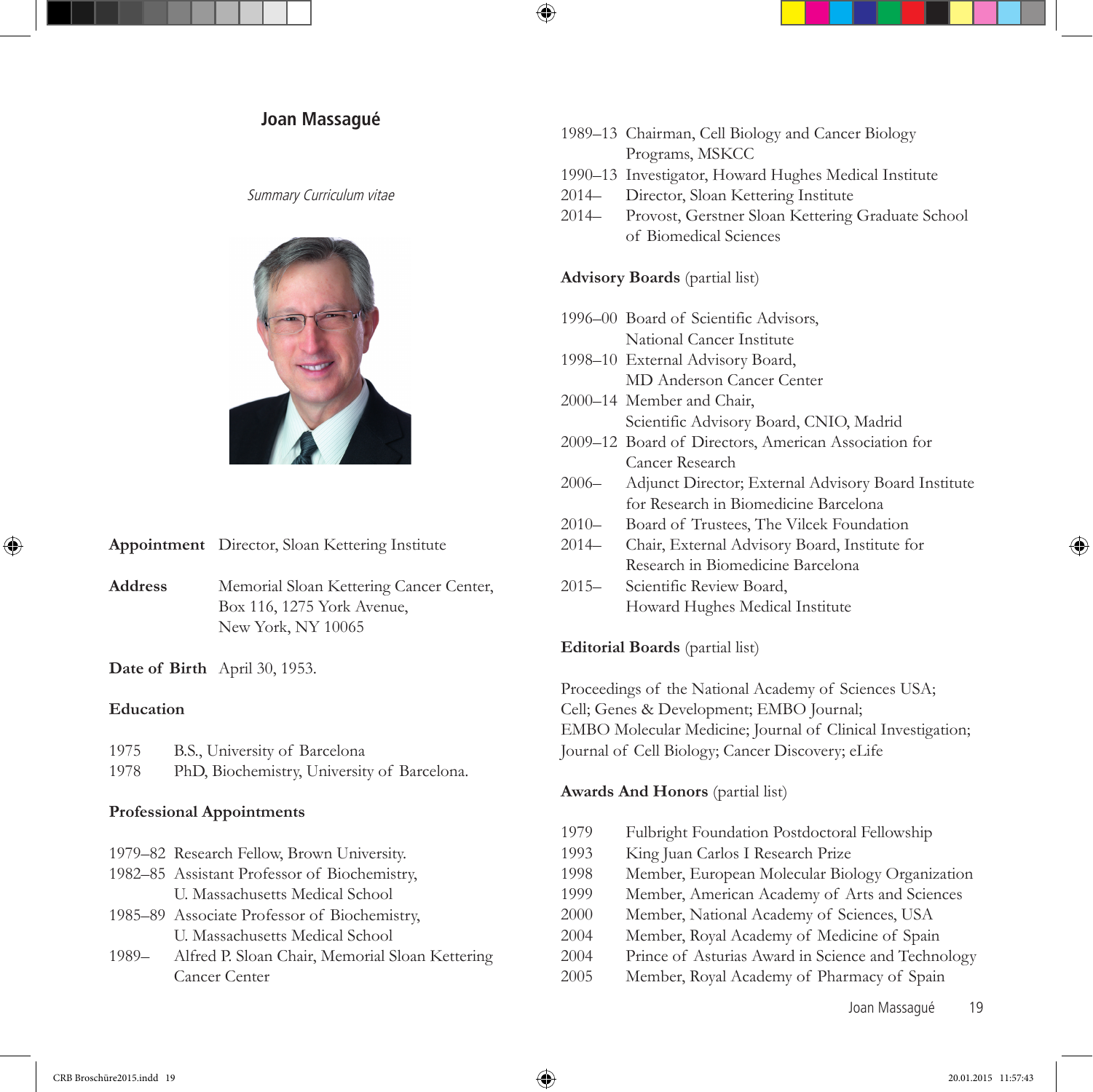# Joan Massagué

*Summary Curriculum vitae*

**Appointment** Director, Sloan Kettering Institute

**Address** Memorial Sloan Kettering Cancer Center, Box 116, 1275 York Avenue, New York, NY 10065

**Date of Birth** April 30, 1953.

## Education

- 1975 B.S., University of Barcelona
- 1978 PhD, Biochemistry, University of Barcelona.

## Professional Appointments

- 1979–82 Research Fellow, Brown University.
- 1982–85 Assistant Professor of Biochemistry, U. Massachusetts Medical School
- 1985–89 Associate Professor of Biochemistry, U. Massachusetts Medical School
- 1989– Alfred P. Sloan Chair, Memorial Sloan Kettering Cancer Center
- 1989–13 Chairman, Cell Biology and Cancer Biology Programs, MSKCC
- 1990–13 Investigator, Howard Hughes Medical Institute
- 2014– Director, Sloan Kettering Institute
- 2014– Provost, Gerstner Sloan Kettering Graduate School of Biomedical Sciences

## Advisory Boards (partial list)

- 1996–00 Board of Scientific Advisors, National Cancer Institute
- 1998–10 External Advisory Board, MD Anderson Cancer Center
- 2000–14 Member and Chair, Scientific Advisory Board, CNIO, Madrid
- 2009–12 Board of Directors, American Association for Cancer Research
- 2006– Adjunct Director; External Advisory Board Institute for Research in Biomedicine Barcelona
- 2010– Board of Trustees, The Vilcek Foundation
- 2014– Chair, External Advisory Board, Institute for Research in Biomedicine Barcelona
- 2015– Scientific Review Board, Howard Hughes Medical Institute

## Editorial Boards (partial list)

Proceedings of the National Academy of Sciences USA; Cell; Genes & Development; EMBO Journal; EMBO Molecular Medicine; Journal of Clinical Investigation; Journal of Cell Biology; Cancer Discovery; eLife

## Awards And Honors (partial list)

- 1979 Fulbright Foundation Postdoctoral Fellowship
- 1993 King Juan Carlos I Research Prize
- 1998 Member, European Molecular Biology Organization
- 1999 Member, American Academy of Arts and Sciences
- 2000 Member, National Academy of Sciences, USA
- 2004 Member, Royal Academy of Medicine of Spain
- 2004 Prince of Asturias Award in Science and Technology
- 2005 Member, Royal Academy of Pharmacy of Spain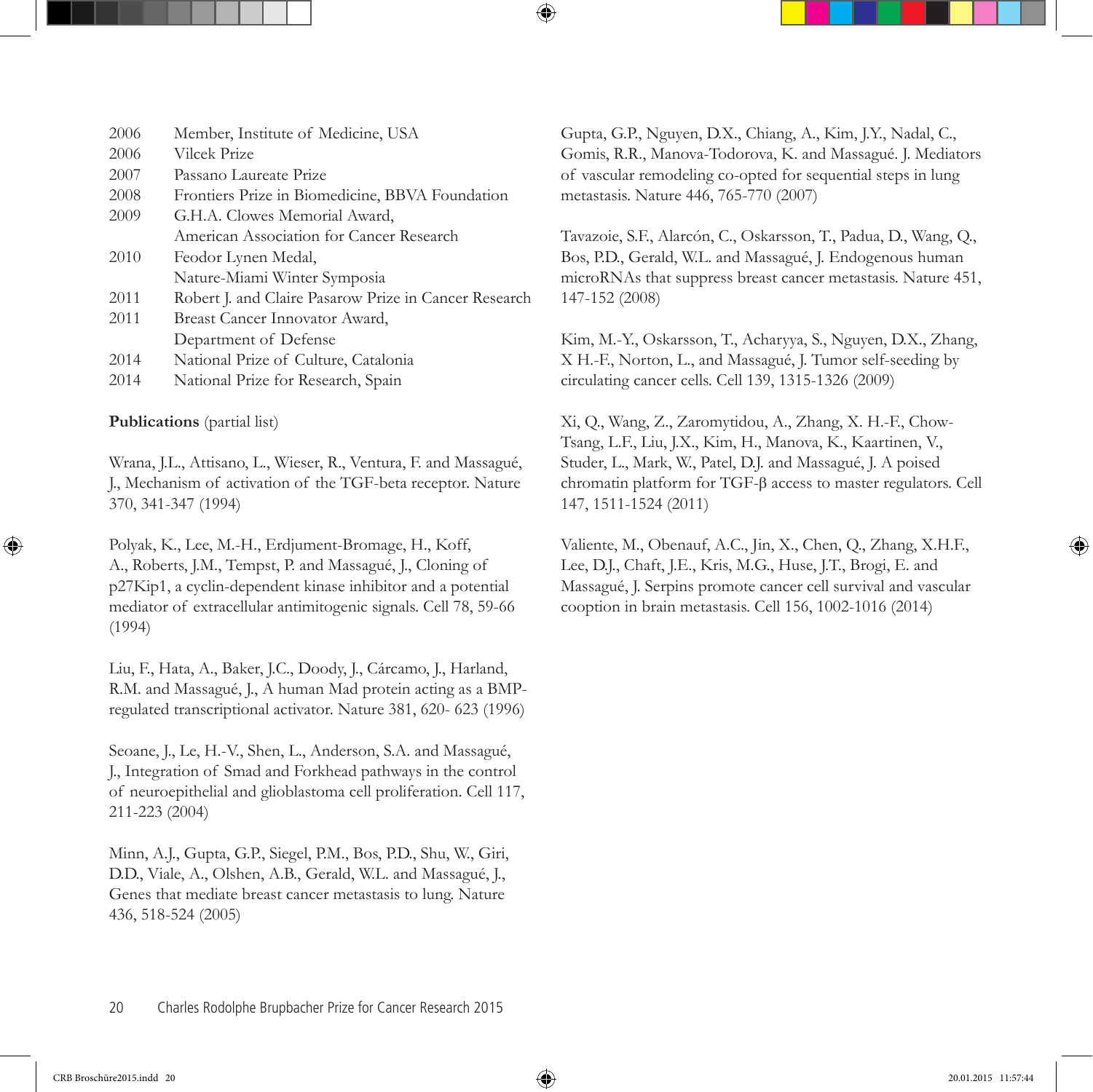| | |
|---|---|
| 2006 | Member, Institute of Medicine, USA |
| 2006 | Vilcek Prize |
| 2007 | Passano Laureate Prize |
| 2008 | Frontiers Prize in Biomedicine, BBVA Foundation |
| 2009 | G.H.A. Clowes Memorial Award, American Association for Cancer Research |
| 2010 | Feodor Lynen Medal, Nature-Miami Winter Symposia |
| 2011 | Robert J. and Claire Pasarow Prize in Cancer Research |
| 2011 | Breast Cancer Innovator Award, Department of Defense |
| 2014 | National Prize of Culture, Catalonia |
| 2014 | National Prize for Research, Spain |

**Publications** (partial list)

Wrana, J.L., Attisano, L., Wieser, R., Ventura, F. and Massagué, J., Mechanism of activation of the TGF-beta receptor. Nature 370, 341-347 (1994)

Polyak, K., Lee, M.-H., Erdjument-Bromage, H., Koff, A., Roberts, J.M., Tempst, P. and Massagué, J., Cloning of p27Kip1, a cyclin-dependent kinase inhibitor and a potential mediator of extracellular antimitogenic signals. Cell 78, 59-66 (1994)

Liu, F., Hata, A., Baker, J.C., Doody, J., Cárcamo, J., Harland, R.M. and Massagué, J., A human Mad protein acting as a BMP-regulated transcriptional activator. Nature 381, 620- 623 (1996)

Seoane, J., Le, H.-V., Shen, L., Anderson, S.A. and Massagué, J., Integration of Smad and Forkhead pathways in the control of neuroepithelial and glioblastoma cell proliferation. Cell 117, 211-223 (2004)

Minn, A.J., Gupta, G.P., Siegel, P.M., Bos, P.D., Shu, W., Giri, D.D., Viale, A., Olshen, A.B., Gerald, W.L. and Massagué, J., Genes that mediate breast cancer metastasis to lung. Nature 436, 518-524 (2005)

Gupta, G.P., Nguyen, D.X., Chiang, A., Kim, J.Y., Nadal, C., Gomis, R.R., Manova-Todorova, K. and Massagué. J. Mediators of vascular remodeling co-opted for sequential steps in lung metastasis. Nature 446, 765-770 (2007)

Tavazoie, S.F., Alarcón, C., Oskarsson, T., Padua, D., Wang, Q., Bos, P.D., Gerald, W.L. and Massagué, J. Endogenous human microRNAs that suppress breast cancer metastasis. Nature 451, 147-152 (2008)

Kim, M.-Y., Oskarsson, T., Acharyya, S., Nguyen, D.X., Zhang, X H.-F., Norton, L., and Massagué, J. Tumor self-seeding by circulating cancer cells. Cell 139, 1315-1326 (2009)

Xi, Q., Wang, Z., Zaromytidou, A., Zhang, X. H.-F., Chow-Tsang, L.F., Liu, J.X., Kim, H., Manova, K., Kaartinen, V., Studer, L., Mark, W., Patel, D.J. and Massagué, J. A poised chromatin platform for TGF-β access to master regulators. Cell 147, 1511-1524 (2011)

Valiente, M., Obenauf, A.C., Jin, X., Chen, Q., Zhang, X.H.F., Lee, D.J., Chaft, J.E., Kris, M.G., Huse, J.T., Brogi, E. and Massagué, J. Serpins promote cancer cell survival and vascular cooption in brain metastasis. Cell 156, 1002-1016 (2014)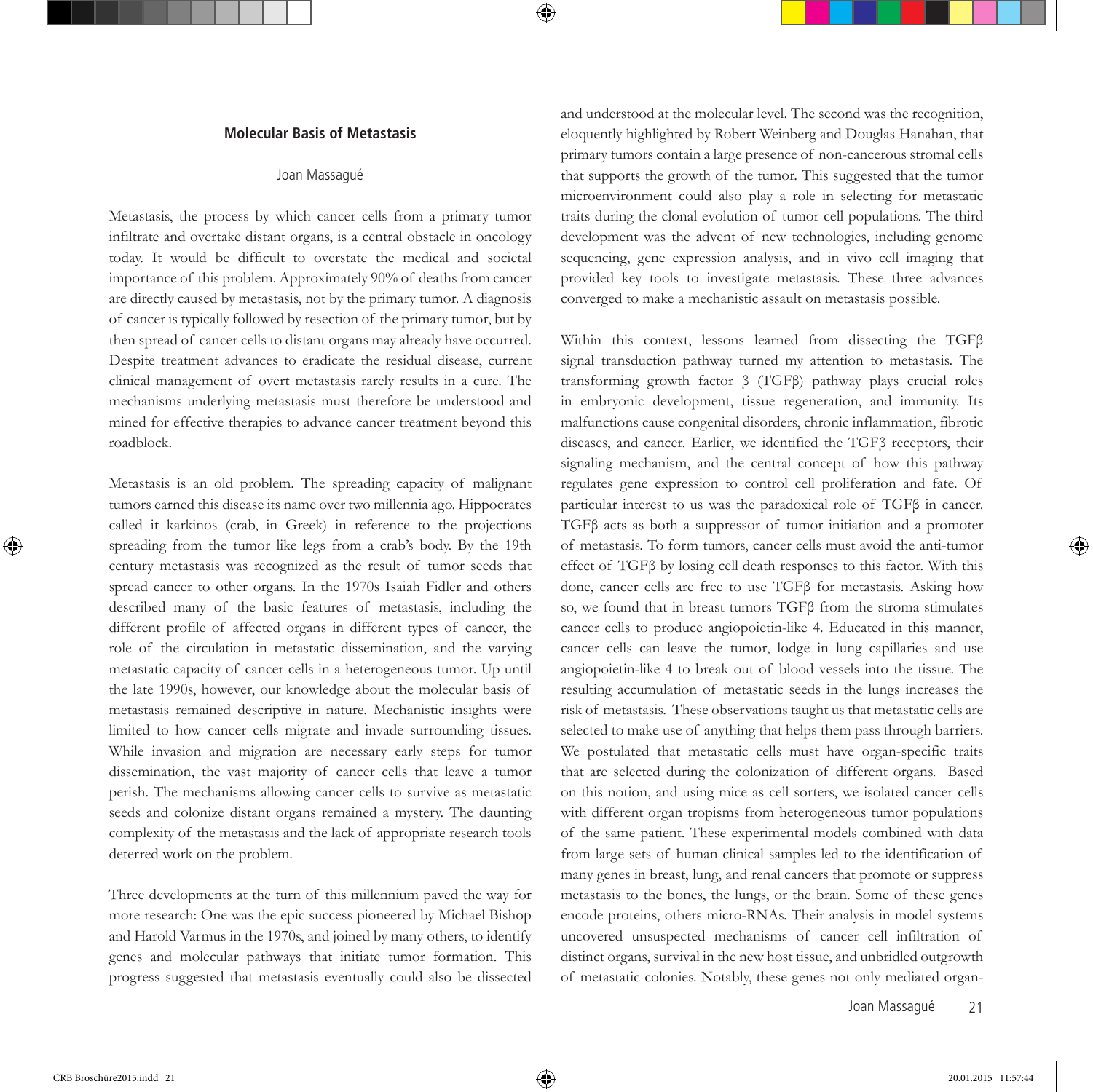### Molecular Basis of Metastasis

Joan Massagué

Metastasis, the process by which cancer cells from a primary tumor infiltrate and overtake distant organs, is a central obstacle in oncology today. It would be difficult to overstate the medical and societal importance of this problem. Approximately 90% of deaths from cancer are directly caused by metastasis, not by the primary tumor. A diagnosis of cancer is typically followed by resection of the primary tumor, but by then spread of cancer cells to distant organs may already have occurred. Despite treatment advances to eradicate the residual disease, current clinical management of overt metastasis rarely results in a cure. The mechanisms underlying metastasis must therefore be understood and mined for effective therapies to advance cancer treatment beyond this roadblock.

Metastasis is an old problem. The spreading capacity of malignant tumors earned this disease its name over two millennia ago. Hippocrates called it karkinos (crab, in Greek) in reference to the projections spreading from the tumor like legs from a crab's body. By the 19th century metastasis was recognized as the result of tumor seeds that spread cancer to other organs. In the 1970s Isaiah Fidler and others described many of the basic features of metastasis, including the different profile of affected organs in different types of cancer, the role of the circulation in metastatic dissemination, and the varying metastatic capacity of cancer cells in a heterogeneous tumor. Up until the late 1990s, however, our knowledge about the molecular basis of metastasis remained descriptive in nature. Mechanistic insights were limited to how cancer cells migrate and invade surrounding tissues. While invasion and migration are necessary early steps for tumor dissemination, the vast majority of cancer cells that leave a tumor perish. The mechanisms allowing cancer cells to survive as metastatic seeds and colonize distant organs remained a mystery. The daunting complexity of the metastasis and the lack of appropriate research tools deterred work on the problem.

Three developments at the turn of this millennium paved the way for more research: One was the epic success pioneered by Michael Bishop and Harold Varmus in the 1970s, and joined by many others, to identify genes and molecular pathways that initiate tumor formation. This progress suggested that metastasis eventually could also be dissected and understood at the molecular level. The second was the recognition, eloquently highlighted by Robert Weinberg and Douglas Hanahan, that primary tumors contain a large presence of non-cancerous stromal cells that supports the growth of the tumor. This suggested that the tumor microenvironment could also play a role in selecting for metastatic traits during the clonal evolution of tumor cell populations. The third development was the advent of new technologies, including genome sequencing, gene expression analysis, and in vivo cell imaging that provided key tools to investigate metastasis. These three advances converged to make a mechanistic assault on metastasis possible.

Within this context, lessons learned from dissecting the TGFβ signal transduction pathway turned my attention to metastasis. The transforming growth factor β (TGFβ) pathway plays crucial roles in embryonic development, tissue regeneration, and immunity. Its malfunctions cause congenital disorders, chronic inflammation, fibrotic diseases, and cancer. Earlier, we identified the TGFβ receptors, their signaling mechanism, and the central concept of how this pathway regulates gene expression to control cell proliferation and fate. Of particular interest to us was the paradoxical role of TGFβ in cancer. TGFβ acts as both a suppressor of tumor initiation and a promoter of metastasis. To form tumors, cancer cells must avoid the anti-tumor effect of TGFβ by losing cell death responses to this factor. With this done, cancer cells are free to use TGFβ for metastasis. Asking how so, we found that in breast tumors TGFβ from the stroma stimulates cancer cells to produce angiopoietin-like 4. Educated in this manner, cancer cells can leave the tumor, lodge in lung capillaries and use angiopoietin-like 4 to break out of blood vessels into the tissue. The resulting accumulation of metastatic seeds in the lungs increases the risk of metastasis. These observations taught us that metastatic cells are selected to make use of anything that helps them pass through barriers. We postulated that metastatic cells must have organ-specific traits that are selected during the colonization of different organs. Based on this notion, and using mice as cell sorters, we isolated cancer cells with different organ tropisms from heterogeneous tumor populations of the same patient. These experimental models combined with data from large sets of human clinical samples led to the identification of many genes in breast, lung, and renal cancers that promote or suppress metastasis to the bones, the lungs, or the brain. Some of these genes encode proteins, others micro-RNAs. Their analysis in model systems uncovered unsuspected mechanisms of cancer cell infiltration of distinct organs, survival in the new host tissue, and unbridled outgrowth of metastatic colonies. Notably, these genes not only mediated organ-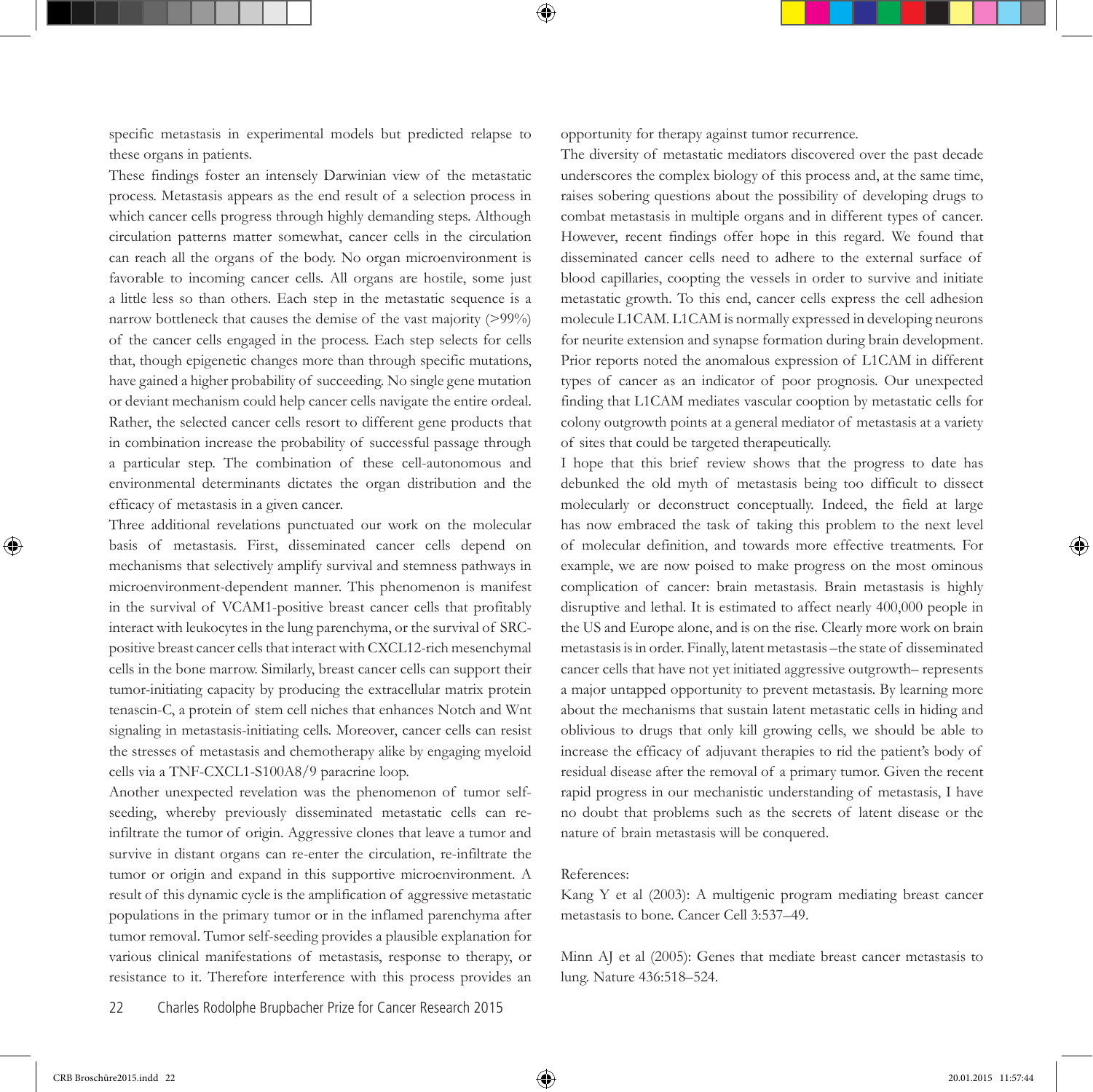specific metastasis in experimental models but predicted relapse to these organs in patients.

These findings foster an intensely Darwinian view of the metastatic process. Metastasis appears as the end result of a selection process in which cancer cells progress through highly demanding steps. Although circulation patterns matter somewhat, cancer cells in the circulation can reach all the organs of the body. No organ microenvironment is favorable to incoming cancer cells. All organs are hostile, some just a little less so than others. Each step in the metastatic sequence is a narrow bottleneck that causes the demise of the vast majority (>99%) of the cancer cells engaged in the process. Each step selects for cells that, though epigenetic changes more than through specific mutations, have gained a higher probability of succeeding. No single gene mutation or deviant mechanism could help cancer cells navigate the entire ordeal. Rather, the selected cancer cells resort to different gene products that in combination increase the probability of successful passage through a particular step. The combination of these cell-autonomous and environmental determinants dictates the organ distribution and the efficacy of metastasis in a given cancer.

Three additional revelations punctuated our work on the molecular basis of metastasis. First, disseminated cancer cells depend on mechanisms that selectively amplify survival and stemness pathways in microenvironment-dependent manner. This phenomenon is manifest in the survival of VCAM1-positive breast cancer cells that profitably interact with leukocytes in the lung parenchyma, or the survival of SRC-positive breast cancer cells that interact with CXCL12-rich mesenchymal cells in the bone marrow. Similarly, breast cancer cells can support their tumor-initiating capacity by producing the extracellular matrix protein tenascin-C, a protein of stem cell niches that enhances Notch and Wnt signaling in metastasis-initiating cells. Moreover, cancer cells can resist the stresses of metastasis and chemotherapy alike by engaging myeloid cells via a TNF-CXCL1-S100A8/9 paracrine loop.

Another unexpected revelation was the phenomenon of tumor self-seeding, whereby previously disseminated metastatic cells can re-infiltrate the tumor of origin. Aggressive clones that leave a tumor and survive in distant organs can re-enter the circulation, re-infiltrate the tumor or origin and expand in this supportive microenvironment. A result of this dynamic cycle is the amplification of aggressive metastatic populations in the primary tumor or in the inflamed parenchyma after tumor removal. Tumor self-seeding provides a plausible explanation for various clinical manifestations of metastasis, response to therapy, or resistance to it. Therefore interference with this process provides an opportunity for therapy against tumor recurrence.

The diversity of metastatic mediators discovered over the past decade underscores the complex biology of this process and, at the same time, raises sobering questions about the possibility of developing drugs to combat metastasis in multiple organs and in different types of cancer. However, recent findings offer hope in this regard. We found that disseminated cancer cells need to adhere to the external surface of blood capillaries, coopting the vessels in order to survive and initiate metastatic growth. To this end, cancer cells express the cell adhesion molecule L1CAM. L1CAM is normally expressed in developing neurons for neurite extension and synapse formation during brain development. Prior reports noted the anomalous expression of L1CAM in different types of cancer as an indicator of poor prognosis. Our unexpected finding that L1CAM mediates vascular cooption by metastatic cells for colony outgrowth points at a general mediator of metastasis at a variety of sites that could be targeted therapeutically.

I hope that this brief review shows that the progress to date has debunked the old myth of metastasis being too difficult to dissect molecularly or deconstruct conceptually. Indeed, the field at large has now embraced the task of taking this problem to the next level of molecular definition, and towards more effective treatments. For example, we are now poised to make progress on the most ominous complication of cancer: brain metastasis. Brain metastasis is highly disruptive and lethal. It is estimated to affect nearly 400,000 people in the US and Europe alone, and is on the rise. Clearly more work on brain metastasis is in order. Finally, latent metastasis –the state of disseminated cancer cells that have not yet initiated aggressive outgrowth– represents a major untapped opportunity to prevent metastasis. By learning more about the mechanisms that sustain latent metastatic cells in hiding and oblivious to drugs that only kill growing cells, we should be able to increase the efficacy of adjuvant therapies to rid the patient's body of residual disease after the removal of a primary tumor. Given the recent rapid progress in our mechanistic understanding of metastasis, I have no doubt that problems such as the secrets of latent disease or the nature of brain metastasis will be conquered.

References:

Kang Y et al (2003): A multigenic program mediating breast cancer metastasis to bone. Cancer Cell 3:537–49.

Minn AJ et al (2005): Genes that mediate breast cancer metastasis to lung. Nature 436:518–524.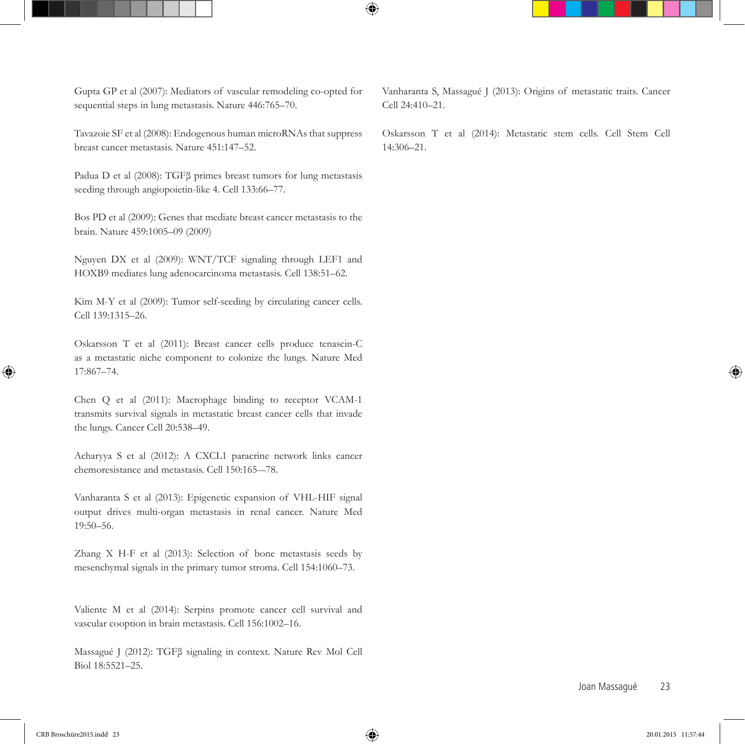Gupta GP et al (2007): Mediators of vascular remodeling co-opted for sequential steps in lung metastasis. Nature 446:765–70.

Tavazoie SF et al (2008): Endogenous human microRNAs that suppress breast cancer metastasis. Nature 451:147–52.

Padua D et al (2008): TGFβ primes breast tumors for lung metastasis seeding through angiopoietin-like 4. Cell 133:66–77.

Bos PD et al (2009): Genes that mediate breast cancer metastasis to the brain. Nature 459:1005–09 (2009)

Nguyen DX et al (2009): WNT/TCF signaling through LEF1 and HOXB9 mediates lung adenocarcinoma metastasis. Cell 138:51–62.

Kim M-Y et al (2009): Tumor self-seeding by circulating cancer cells. Cell 139:1315–26.

Oskarsson T et al (2011): Breast cancer cells produce tenascin-C as a metastatic niche component to colonize the lungs. Nature Med 17:867–74.

Chen Q et al (2011): Macrophage binding to receptor VCAM-1 transmits survival signals in metastatic breast cancer cells that invade the lungs. Cancer Cell 20:538–49.

Acharyya S et al (2012): A CXCL1 paracrine network links cancer chemoresistance and metastasis. Cell 150:165-–78.

Vanharanta S et al (2013): Epigenetic expansion of VHL-HIF signal output drives multi-organ metastasis in renal cancer. Nature Med 19:50–56.

Zhang X H-F et al (2013): Selection of bone metastasis seeds by mesenchymal signals in the primary tumor stroma. Cell 154:1060–73.

Valiente M et al (2014): Serpins promote cancer cell survival and vascular cooption in brain metastasis. Cell 156:1002–16.

Massagué J (2012): TGFβ signaling in context. Nature Rev Mol Cell Biol 18:5521–25.

Vanharanta S, Massagué J (2013): Origins of metastatic traits. Cancer Cell 24:410–21.

Oskarsson T et al (2014): Metastatic stem cells. Cell Stem Cell 14:306–21.